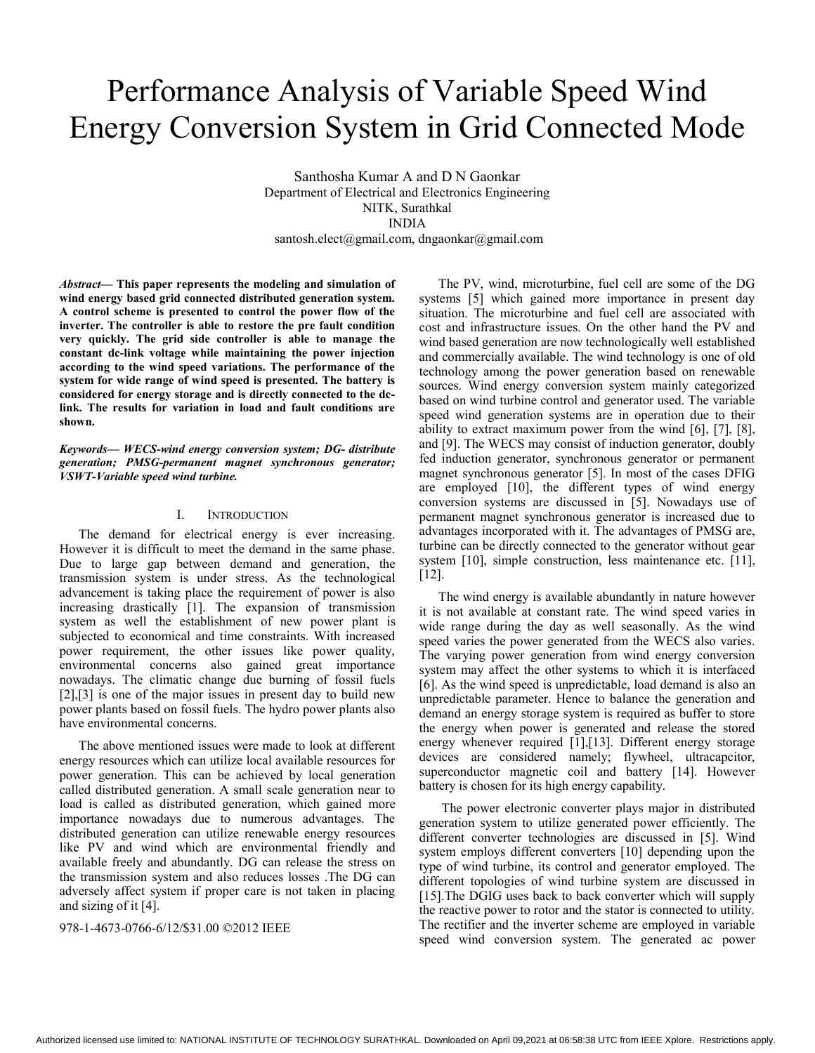# Performance Analysis of Variable Speed Wind Energy Conversion System in Grid Connected Mode

Santhosha Kumar A and D N Gaonkar
Department of Electrical and Electronics Engineering
NITK, Surathkal
INDIA
santosh.elect@gmail.com, dngaonkar@gmail.com

***Abstract*— This paper represents the modeling and simulation of wind energy based grid connected distributed generation system. A control scheme is presented to control the power flow of the inverter. The controller is able to restore the pre fault condition very quickly. The grid side controller is able to manage the constant dc-link voltage while maintaining the power injection according to the wind speed variations. The performance of the system for wide range of wind speed is presented. The battery is considered for energy storage and is directly connected to the dc-link. The results for variation in load and fault conditions are shown.**

***Keywords*— *WECS-wind energy conversion system; DG- distribute generation; PMSG-permanent magnet synchronous generator; VSWT-Variable speed wind turbine.***

## I. Introduction

The demand for electrical energy is ever increasing. However it is difficult to meet the demand in the same phase. Due to large gap between demand and generation, the transmission system is under stress. As the technological advancement is taking place the requirement of power is also increasing drastically [1]. The expansion of transmission system as well the establishment of new power plant is subjected to economical and time constraints. With increased power requirement, the other issues like power quality, environmental concerns also gained great importance nowadays. The climatic change due burning of fossil fuels [2],[3] is one of the major issues in present day to build new power plants based on fossil fuels. The hydro power plants also have environmental concerns.

The above mentioned issues were made to look at different energy resources which can utilize local available resources for power generation. This can be achieved by local generation called distributed generation. A small scale generation near to load is called as distributed generation, which gained more importance nowadays due to numerous advantages. The distributed generation can utilize renewable energy resources like PV and wind which are environmental friendly and available freely and abundantly. DG can release the stress on the transmission system and also reduces losses .The DG can adversely affect system if proper care is not taken in placing and sizing of it [4].

978-1-4673-0766-6/12/$31.00 ©2012 IEEE

The PV, wind, microturbine, fuel cell are some of the DG systems [5] which gained more importance in present day situation. The microturbine and fuel cell are associated with cost and infrastructure issues. On the other hand the PV and wind based generation are now technologically well established and commercially available. The wind technology is one of old technology among the power generation based on renewable sources. Wind energy conversion system mainly categorized based on wind turbine control and generator used. The variable speed wind generation systems are in operation due to their ability to extract maximum power from the wind [6], [7], [8], and [9]. The WECS may consist of induction generator, doubly fed induction generator, synchronous generator or permanent magnet synchronous generator [5]. In most of the cases DFIG are employed [10], the different types of wind energy conversion systems are discussed in [5]. Nowadays use of permanent magnet synchronous generator is increased due to advantages incorporated with it. The advantages of PMSG are, turbine can be directly connected to the generator without gear system [10], simple construction, less maintenance etc. [11], [12].

The wind energy is available abundantly in nature however it is not available at constant rate. The wind speed varies in wide range during the day as well seasonally. As the wind speed varies the power generated from the WECS also varies. The varying power generation from wind energy conversion system may affect the other systems to which it is interfaced [6]. As the wind speed is unpredictable, load demand is also an unpredictable parameter. Hence to balance the generation and demand an energy storage system is required as buffer to store the energy when power is generated and release the stored energy whenever required [1],[13]. Different energy storage devices are considered namely; flywheel, ultracapcitor, superconductor magnetic coil and battery [14]. However battery is chosen for its high energy capability.

The power electronic converter plays major in distributed generation system to utilize generated power efficiently. The different converter technologies are discussed in [5]. Wind system employs different converters [10] depending upon the type of wind turbine, its control and generator employed. The different topologies of wind turbine system are discussed in [15].The DGIG uses back to back converter which will supply the reactive power to rotor and the stator is connected to utility. The rectifier and the inverter scheme are employed in variable speed wind conversion system. The generated ac power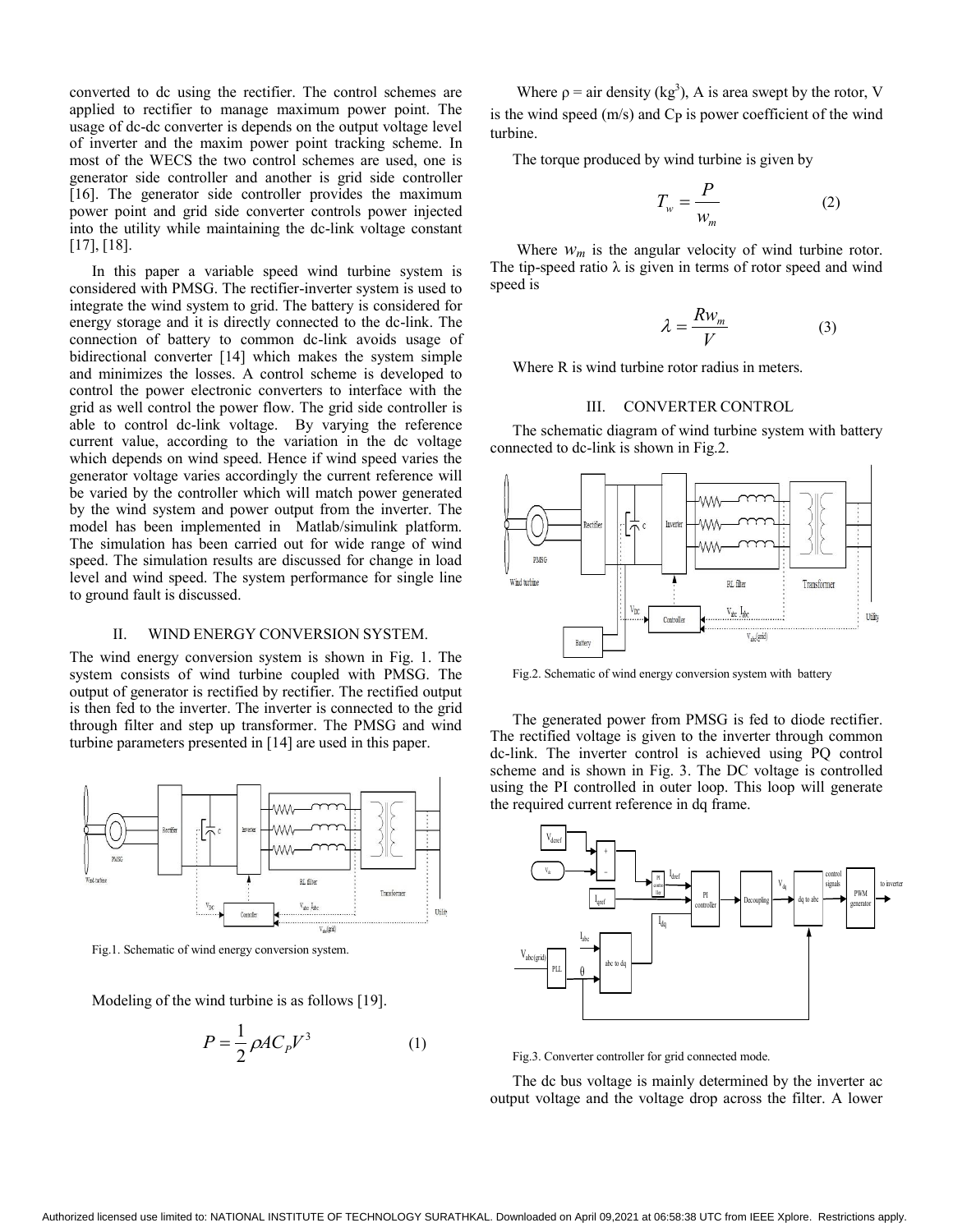converted to dc using the rectifier. The control schemes are applied to rectifier to manage maximum power point. The usage of dc-dc converter is depends on the output voltage level of inverter and the maxim power point tracking scheme. In most of the WECS the two control schemes are used, one is generator side controller and another is grid side controller [16]. The generator side controller provides the maximum power point and grid side converter controls power injected into the utility while maintaining the dc-link voltage constant [17], [18].

In this paper a variable speed wind turbine system is considered with PMSG. The rectifier-inverter system is used to integrate the wind system to grid. The battery is considered for energy storage and it is directly connected to the dc-link. The connection of battery to common dc-link avoids usage of bidirectional converter [14] which makes the system simple and minimizes the losses. A control scheme is developed to control the power electronic converters to interface with the grid as well control the power flow. The grid side controller is able to control dc-link voltage. By varying the reference current value, according to the variation in the dc voltage which depends on wind speed. Hence if wind speed varies the generator voltage varies accordingly the current reference will be varied by the controller which will match power generated by the wind system and power output from the inverter. The model has been implemented in Matlab/simulink platform. The simulation has been carried out for wide range of wind speed. The simulation results are discussed for change in load level and wind speed. The system performance for single line to ground fault is discussed.

## II. WIND ENERGY CONVERSION SYSTEM.

The wind energy conversion system is shown in Fig. 1. The system consists of wind turbine coupled with PMSG. The output of generator is rectified by rectifier. The rectified output is then fed to the inverter. The inverter is connected to the grid through filter and step up transformer. The PMSG and wind turbine parameters presented in [14] are used in this paper.

Fig.1. Schematic of wind energy conversion system.

Modeling of the wind turbine is as follows [19].

$$P = \frac{1}{2}\rho A C_P V^3 \qquad (1)$$

Where $\rho$ = air density ($kg^3$), A is area swept by the rotor, V is the wind speed (m/s) and Cp is power coefficient of the wind turbine.

The torque produced by wind turbine is given by

$$T_w = \frac{P}{w_m} \qquad (2)$$

Where $w_m$ is the angular velocity of wind turbine rotor. The tip-speed ratio $\lambda$ is given in terms of rotor speed and wind speed is

$$\lambda = \frac{R w_m}{V} \qquad (3)$$

Where R is wind turbine rotor radius in meters.

## III. CONVERTER CONTROL

The schematic diagram of wind turbine system with battery connected to dc-link is shown in Fig.2.

Fig.2. Schematic of wind energy conversion system with battery

The generated power from PMSG is fed to diode rectifier. The rectified voltage is given to the inverter through common dc-link. The inverter control is achieved using PQ control scheme and is shown in Fig. 3. The DC voltage is controlled using the PI controlled in outer loop. This loop will generate the required current reference in dq frame.

Fig.3. Converter controller for grid connected mode.

The dc bus voltage is mainly determined by the inverter ac output voltage and the voltage drop across the filter. A lower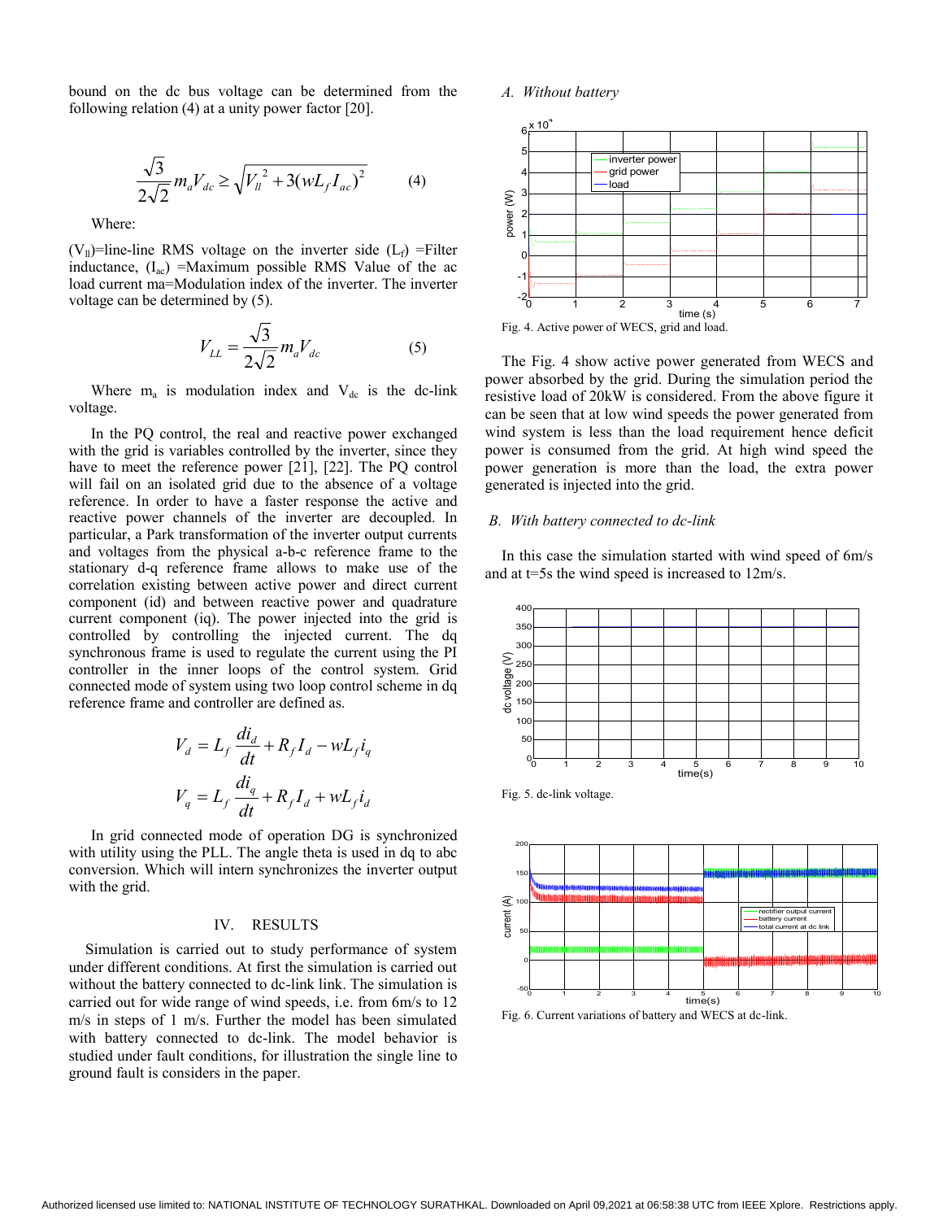bound on the dc bus voltage can be determined from the following relation (4) at a unity power factor [20].

$$\frac{\sqrt{3}}{2\sqrt{2}} m_a V_{dc} \geq \sqrt{V_{ll}^{\,2} + 3(wL_f I_{ac})^2} \qquad (4)$$

Where:

($V_{ll}$)=line-line RMS voltage on the inverter side ($L_f$) =Filter inductance, ($I_{ac}$) =Maximum possible RMS Value of the ac load current ma=Modulation index of the inverter. The inverter voltage can be determined by (5).

$$V_{LL} = \frac{\sqrt{3}}{2\sqrt{2}} m_a V_{dc} \qquad (5)$$

Where $m_a$ is modulation index and $V_{dc}$ is the dc-link voltage.

In the PQ control, the real and reactive power exchanged with the grid is variables controlled by the inverter, since they have to meet the reference power [21], [22]. The PQ control will fail on an isolated grid due to the absence of a voltage reference. In order to have a faster response the active and reactive power channels of the inverter are decoupled. In particular, a Park transformation of the inverter output currents and voltages from the physical a-b-c reference frame to the stationary d-q reference frame allows to make use of the correlation existing between active power and direct current component (id) and between reactive power and quadrature current component (iq). The power injected into the grid is controlled by controlling the injected current. The dq synchronous frame is used to regulate the current using the PI controller in the inner loops of the control system. Grid connected mode of system using two loop control scheme in dq reference frame and controller are defined as.

$$V_d = L_f \frac{di_d}{dt} + R_f I_d - wL_f i_q$$

$$V_q = L_f \frac{di_q}{dt} + R_f I_d + wL_f i_d$$

In grid connected mode of operation DG is synchronized with utility using the PLL. The angle theta is used in dq to abc conversion. Which will intern synchronizes the inverter output with the grid.

## IV. RESULTS

Simulation is carried out to study performance of system under different conditions. At first the simulation is carried out without the battery connected to dc-link link. The simulation is carried out for wide range of wind speeds, i.e. from 6m/s to 12 m/s in steps of 1 m/s. Further the model has been simulated with battery connected to dc-link. The model behavior is studied under fault conditions, for illustration the single line to ground fault is considers in the paper.

### A. Without battery

Fig. 4. Active power of WECS, grid and load.

The Fig. 4 show active power generated from WECS and power absorbed by the grid. During the simulation period the resistive load of 20kW is considered. From the above figure it can be seen that at low wind speeds the power generated from wind system is less than the load requirement hence deficit power is consumed from the grid. At high wind speed the power generation is more than the load, the extra power generated is injected into the grid.

### B. With battery connected to dc-link

In this case the simulation started with wind speed of 6m/s and at t=5s the wind speed is increased to 12m/s.

Fig. 5. dc-link voltage.

Fig. 6. Current variations of battery and WECS at dc-link.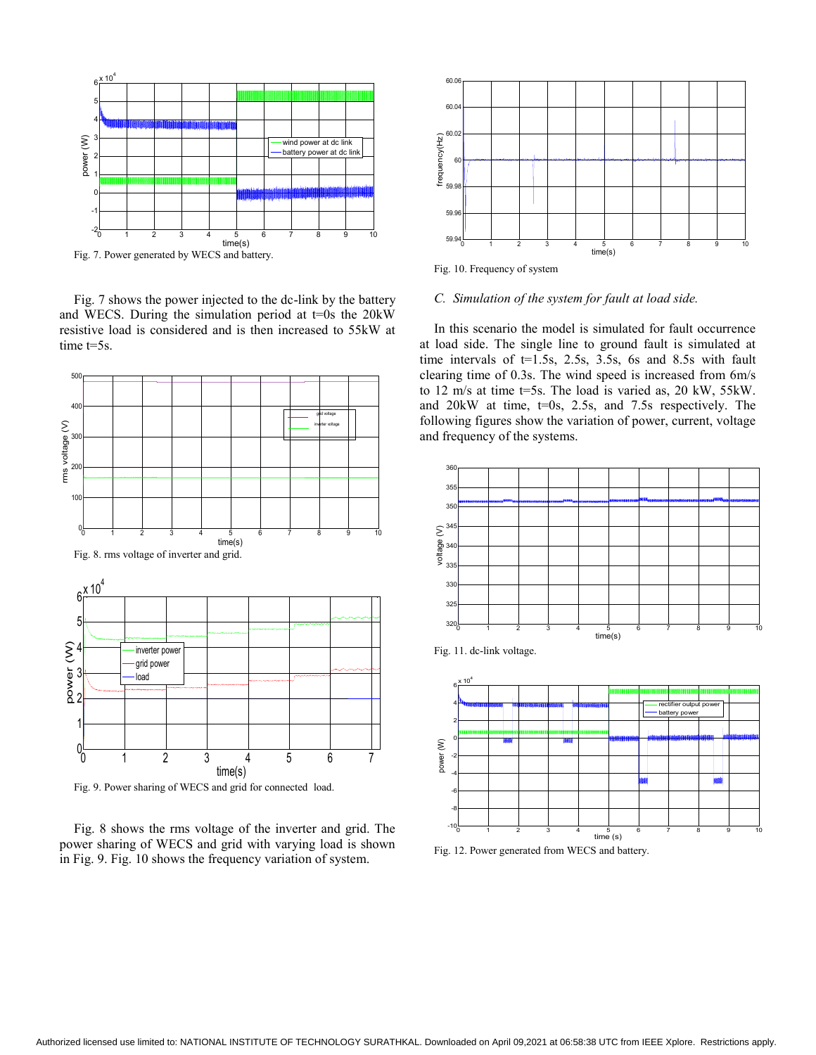Fig. 7. Power generated by WECS and battery.

Fig. 7 shows the power injected to the dc-link by the battery and WECS. During the simulation period at t=0s the 20kW resistive load is considered and is then increased to 55kW at time t=5s.

Fig. 8. rms voltage of inverter and grid.

Fig. 9. Power sharing of WECS and grid for connected load.

Fig. 8 shows the rms voltage of the inverter and grid. The power sharing of WECS and grid with varying load is shown in Fig. 9. Fig. 10 shows the frequency variation of system.

Fig. 10. Frequency of system

### *C. Simulation of the system for fault at load side.*

In this scenario the model is simulated for fault occurrence at load side. The single line to ground fault is simulated at time intervals of t=1.5s, 2.5s, 3.5s, 6s and 8.5s with fault clearing time of 0.3s. The wind speed is increased from 6m/s to 12 m/s at time t=5s. The load is varied as, 20 kW, 55kW. and 20kW at time, t=0s, 2.5s, and 7.5s respectively. The following figures show the variation of power, current, voltage and frequency of the systems.

Fig. 11. dc-link voltage.

Fig. 12. Power generated from WECS and battery.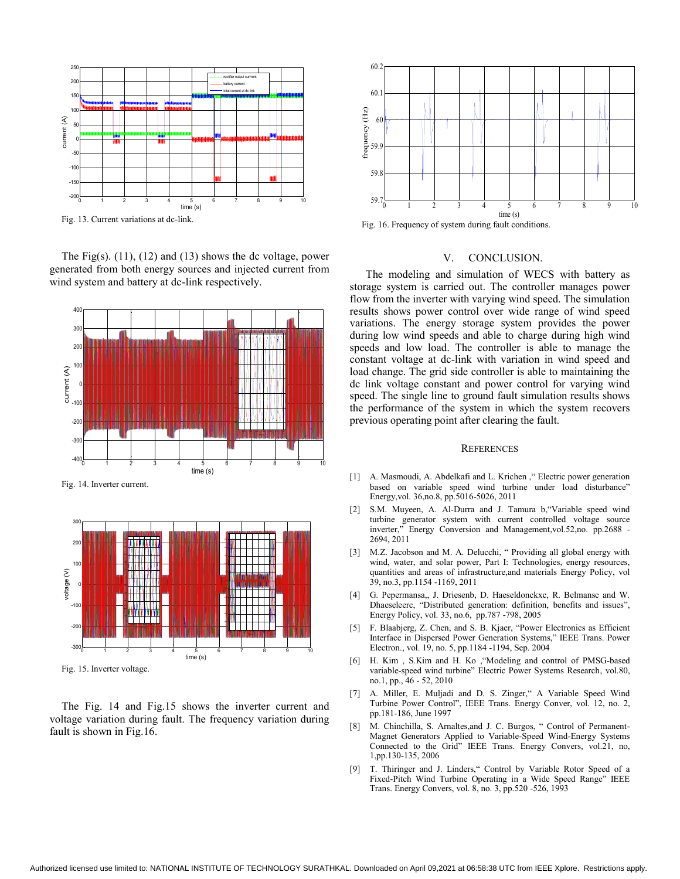Fig. 13. Current variations at dc-link.

The Fig(s). (11), (12) and (13) shows the dc voltage, power generated from both energy sources and injected current from wind system and battery at dc-link respectively.

Fig. 14. Inverter current.

Fig. 15. Inverter voltage.

The Fig. 14 and Fig.15 shows the inverter current and voltage variation during fault. The frequency variation during fault is shown in Fig.16.

Fig. 16. Frequency of system during fault conditions.

## V. CONCLUSION.

The modeling and simulation of WECS with battery as storage system is carried out. The controller manages power flow from the inverter with varying wind speed. The simulation results shows power control over wide range of wind speed variations. The energy storage system provides the power during low wind speeds and able to charge during high wind speeds and low load. The controller is able to manage the constant voltage at dc-link with variation in wind speed and load change. The grid side controller is able to maintaining the dc link voltage constant and power control for varying wind speed. The single line to ground fault simulation results shows the performance of the system in which the system recovers previous operating point after clearing the fault.

## REFERENCES

[1] A. Masmoudi, A. Abdelkafi and L. Krichen ," Electric power generation based on variable speed wind turbine under load disturbance" Energy,vol. 36,no.8, pp.5016-5026, 2011

[2] S.M. Muyeen, A. Al-Durra and J. Tamura b,"Variable speed wind turbine generator system with current controlled voltage source inverter," Energy Conversion and Management,vol.52,no. pp.2688 - 2694, 2011

[3] M.Z. Jacobson and M. A. Delucchi, " Providing all global energy with wind, water, and solar power, Part I: Technologies, energy resources, quantities and areas of infrastructure,and materials Energy Policy, vol 39, no.3, pp.1154 -1169, 2011

[4] G. Pepermansa,, J. Driesenb, D. Haeseldonckxc, R. Belmansc and W. Dhaeseleerc, "Distributed generation: definition, benefits and issues", Energy Policy, vol. 33, no.6, pp.787 -798, 2005

[5] F. Blaabjerg, Z. Chen, and S. B. Kjaer, "Power Electronics as Efficient Interface in Dispersed Power Generation Systems," IEEE Trans. Power Electron., vol. 19, no. 5, pp.1184 -1194, Sep. 2004

[6] H. Kim , S.Kim and H. Ko ,"Modeling and control of PMSG-based variable-speed wind turbine" Electric Power Systems Research, vol.80, no.1, pp., 46 - 52, 2010

[7] A. Miller, E. Muljadi and D. S. Zinger," A Variable Speed Wind Turbine Power Control", IEEE Trans. Energy Conver, vol. 12, no. 2, pp.181-186, June 1997

[8] M. Chinchilla, S. Arnaltes,and J. C. Burgos, " Control of Permanent-Magnet Generators Applied to Variable-Speed Wind-Energy Systems Connected to the Grid" IEEE Trans. Energy Convers, vol.21, no, 1,pp.130-135, 2006

[9] T. Thiringer and J. Linders," Control by Variable Rotor Speed of a Fixed-Pitch Wind Turbine Operating in a Wide Speed Range" IEEE Trans. Energy Convers, vol. 8, no. 3, pp.520 -526, 1993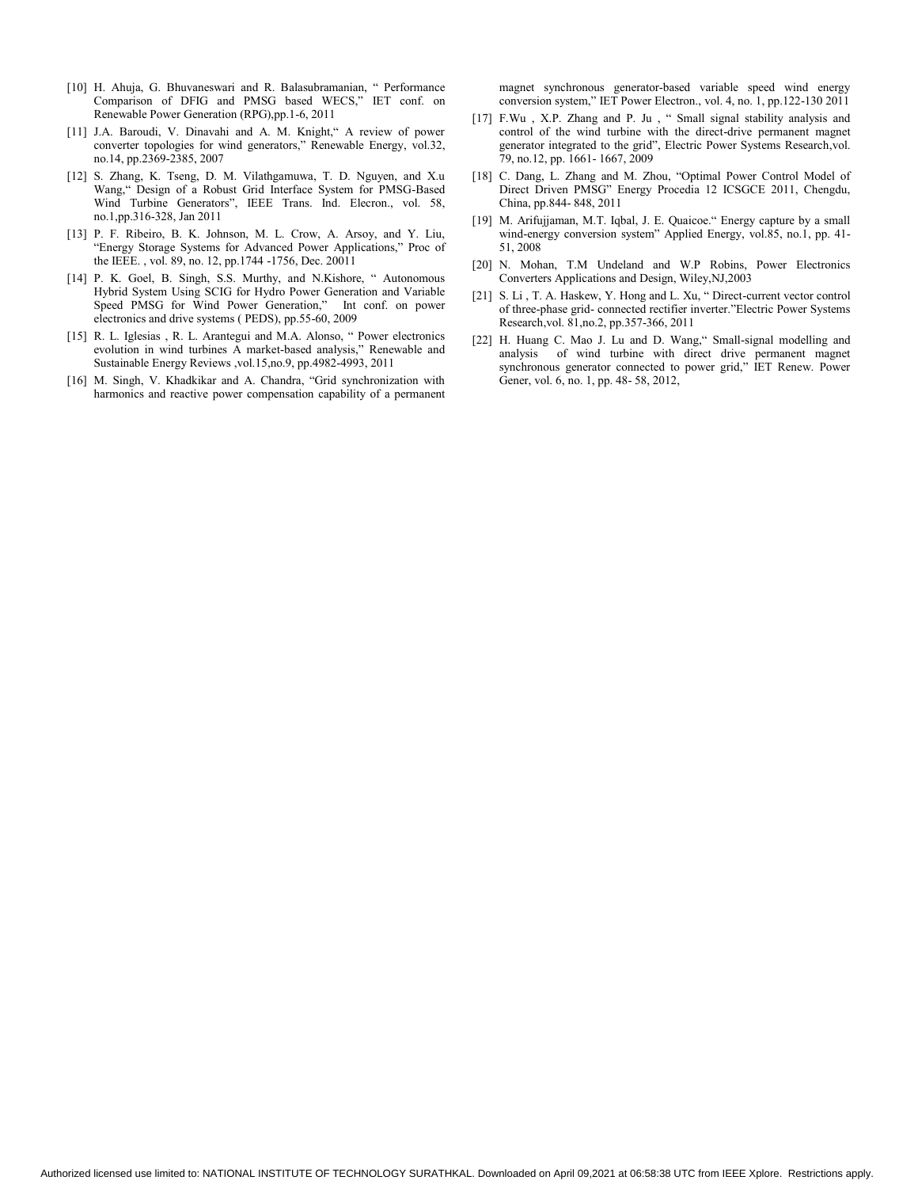[10] H. Ahuja, G. Bhuvaneswari and R. Balasubramanian, " Performance Comparison of DFIG and PMSG based WECS," IET conf. on Renewable Power Generation (RPG),pp.1-6, 2011

[11] J.A. Baroudi, V. Dinavahi and A. M. Knight," A review of power converter topologies for wind generators," Renewable Energy, vol.32, no.14, pp.2369-2385, 2007

[12] S. Zhang, K. Tseng, D. M. Vilathgamuwa, T. D. Nguyen, and X.u Wang," Design of a Robust Grid Interface System for PMSG-Based Wind Turbine Generators", IEEE Trans. Ind. Elecron., vol. 58, no.1,pp.316-328, Jan 2011

[13] P. F. Ribeiro, B. K. Johnson, M. L. Crow, A. Arsoy, and Y. Liu, "Energy Storage Systems for Advanced Power Applications," Proc of the IEEE. , vol. 89, no. 12, pp.1744 -1756, Dec. 20011

[14] P. K. Goel, B. Singh, S.S. Murthy, and N.Kishore, " Autonomous Hybrid System Using SCIG for Hydro Power Generation and Variable Speed PMSG for Wind Power Generation," Int conf. on power electronics and drive systems ( PEDS), pp.55-60, 2009

[15] R. L. Iglesias , R. L. Arantegui and M.A. Alonso, " Power electronics evolution in wind turbines A market-based analysis," Renewable and Sustainable Energy Reviews ,vol.15,no.9, pp.4982-4993, 2011

[16] M. Singh, V. Khadkikar and A. Chandra, "Grid synchronization with harmonics and reactive power compensation capability of a permanent magnet synchronous generator-based variable speed wind energy conversion system," IET Power Electron., vol. 4, no. 1, pp.122-130 2011

[17] F.Wu , X.P. Zhang and P. Ju , " Small signal stability analysis and control of the wind turbine with the direct-drive permanent magnet generator integrated to the grid", Electric Power Systems Research,vol. 79, no.12, pp. 1661- 1667, 2009

[18] C. Dang, L. Zhang and M. Zhou, "Optimal Power Control Model of Direct Driven PMSG" Energy Procedia 12 ICSGCE 2011, Chengdu, China, pp.844- 848, 2011

[19] M. Arifujjaman, M.T. Iqbal, J. E. Quaicoe." Energy capture by a small wind-energy conversion system" Applied Energy, vol.85, no.1, pp. 41-51, 2008

[20] N. Mohan, T.M Undeland and W.P Robins, Power Electronics Converters Applications and Design, Wiley,NJ,2003

[21] S. Li , T. A. Haskew, Y. Hong and L. Xu, " Direct-current vector control of three-phase grid- connected rectifier inverter."Electric Power Systems Research,vol. 81,no.2, pp.357-366, 2011

[22] H. Huang C. Mao J. Lu and D. Wang," Small-signal modelling and analysis of wind turbine with direct drive permanent magnet synchronous generator connected to power grid," IET Renew. Power Gener, vol. 6, no. 1, pp. 48- 58, 2012,